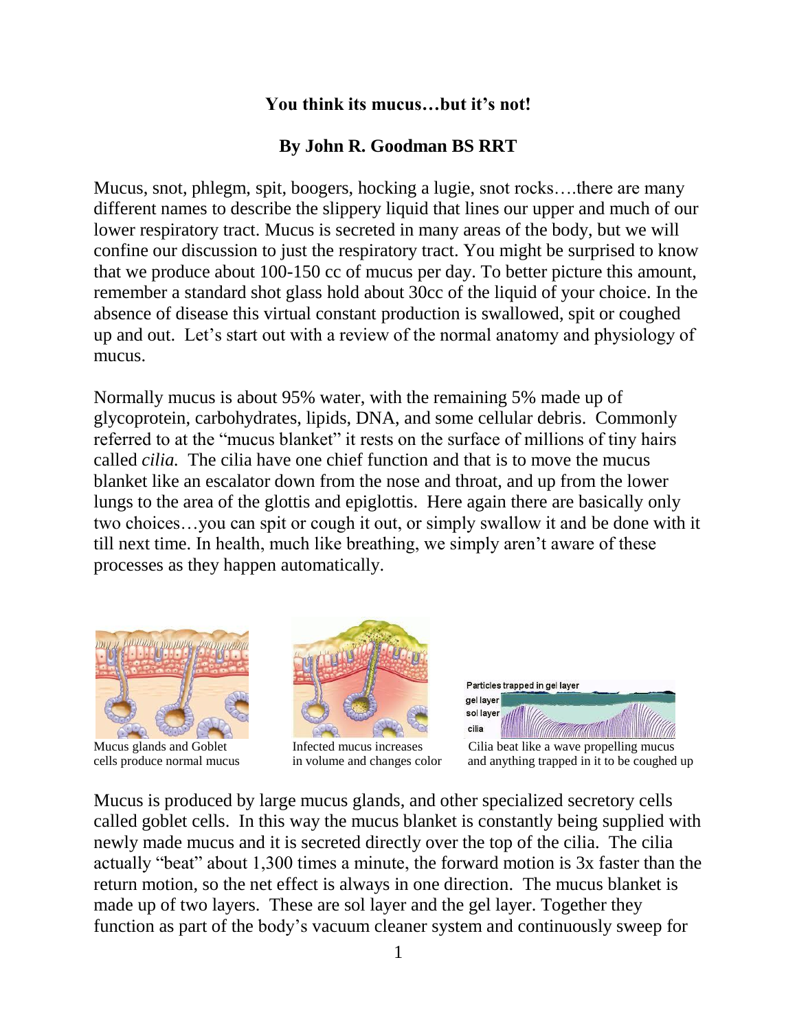**You think its mucus…but it's not!**

**By John R. Goodman BS RRT**

Mucus, snot, phlegm, spit, boogers, hocking a lugie, snot rocks….there are many different names to describe the slippery liquid that lines our upper and much of our lower respiratory tract. Mucus is secreted in many areas of the body, but we will confine our discussion to just the respiratory tract. You might be surprised to know that we produce about 100-150 cc of mucus per day. To better picture this amount, remember a standard shot glass hold about 30cc of the liquid of your choice. In the absence of disease this virtual constant production is swallowed, spit or coughed up and out. Let's start out with a review of the normal anatomy and physiology of mucus.

Normally mucus is about 95% water, with the remaining 5% made up of glycoprotein, carbohydrates, lipids, DNA, and some cellular debris. Commonly referred to at the "mucus blanket" it rests on the surface of millions of tiny hairs called *cilia.* The cilia have one chief function and that is to move the mucus blanket like an escalator down from the nose and throat, and up from the lower lungs to the area of the glottis and epiglottis. Here again there are basically only two choices…you can spit or cough it out, or simply swallow it and be done with it till next time. In health, much like breathing, we simply aren't aware of these processes as they happen automatically.

Mucus glands and Goblet cells produce normal mucus

Infected mucus increases in volume and changes color

Cilia beat like a wave propelling mucus and anything trapped in it to be coughed up

Mucus is produced by large mucus glands, and other specialized secretory cells called goblet cells. In this way the mucus blanket is constantly being supplied with newly made mucus and it is secreted directly over the top of the cilia. The cilia actually "beat" about 1,300 times a minute, the forward motion is 3x faster than the return motion, so the net effect is always in one direction. The mucus blanket is made up of two layers. These are sol layer and the gel layer. Together they function as part of the body's vacuum cleaner system and continuously sweep for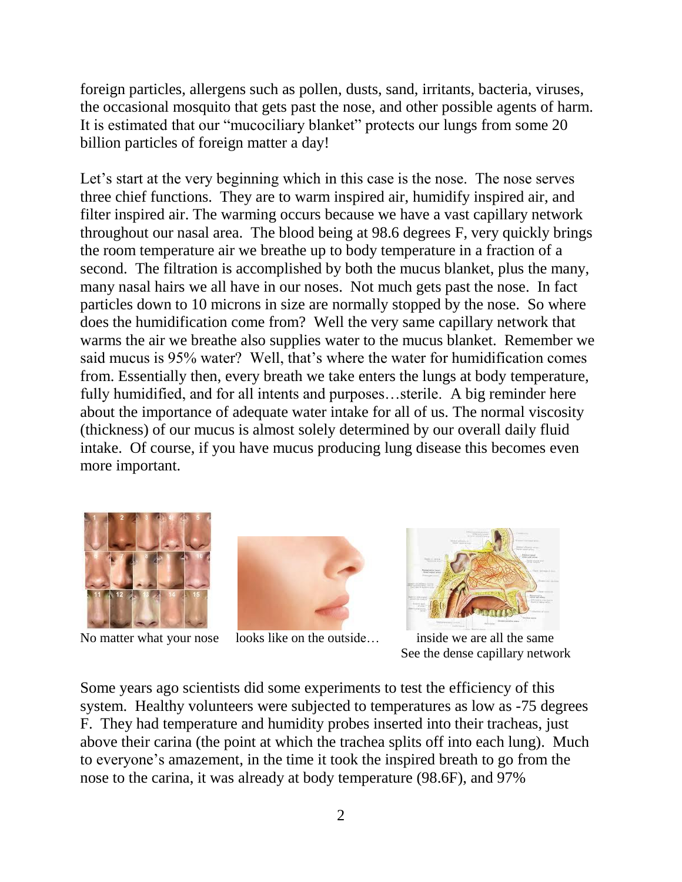foreign particles, allergens such as pollen, dusts, sand, irritants, bacteria, viruses, the occasional mosquito that gets past the nose, and other possible agents of harm. It is estimated that our "mucociliary blanket" protects our lungs from some 20 billion particles of foreign matter a day!

Let's start at the very beginning which in this case is the nose. The nose serves three chief functions. They are to warm inspired air, humidify inspired air, and filter inspired air. The warming occurs because we have a vast capillary network throughout our nasal area. The blood being at 98.6 degrees F, very quickly brings the room temperature air we breathe up to body temperature in a fraction of a second. The filtration is accomplished by both the mucus blanket, plus the many, many nasal hairs we all have in our noses. Not much gets past the nose. In fact particles down to 10 microns in size are normally stopped by the nose. So where does the humidification come from? Well the very same capillary network that warms the air we breathe also supplies water to the mucus blanket. Remember we said mucus is 95% water? Well, that's where the water for humidification comes from. Essentially then, every breath we take enters the lungs at body temperature, fully humidified, and for all intents and purposes…sterile. A big reminder here about the importance of adequate water intake for all of us. The normal viscosity (thickness) of our mucus is almost solely determined by our overall daily fluid intake. Of course, if you have mucus producing lung disease this becomes even more important.

No matter what your nose looks like on the outside… inside we are all the same

See the dense capillary network

Some years ago scientists did some experiments to test the efficiency of this system. Healthy volunteers were subjected to temperatures as low as -75 degrees F. They had temperature and humidity probes inserted into their tracheas, just above their carina (the point at which the trachea splits off into each lung). Much to everyone's amazement, in the time it took the inspired breath to go from the nose to the carina, it was already at body temperature (98.6F), and 97%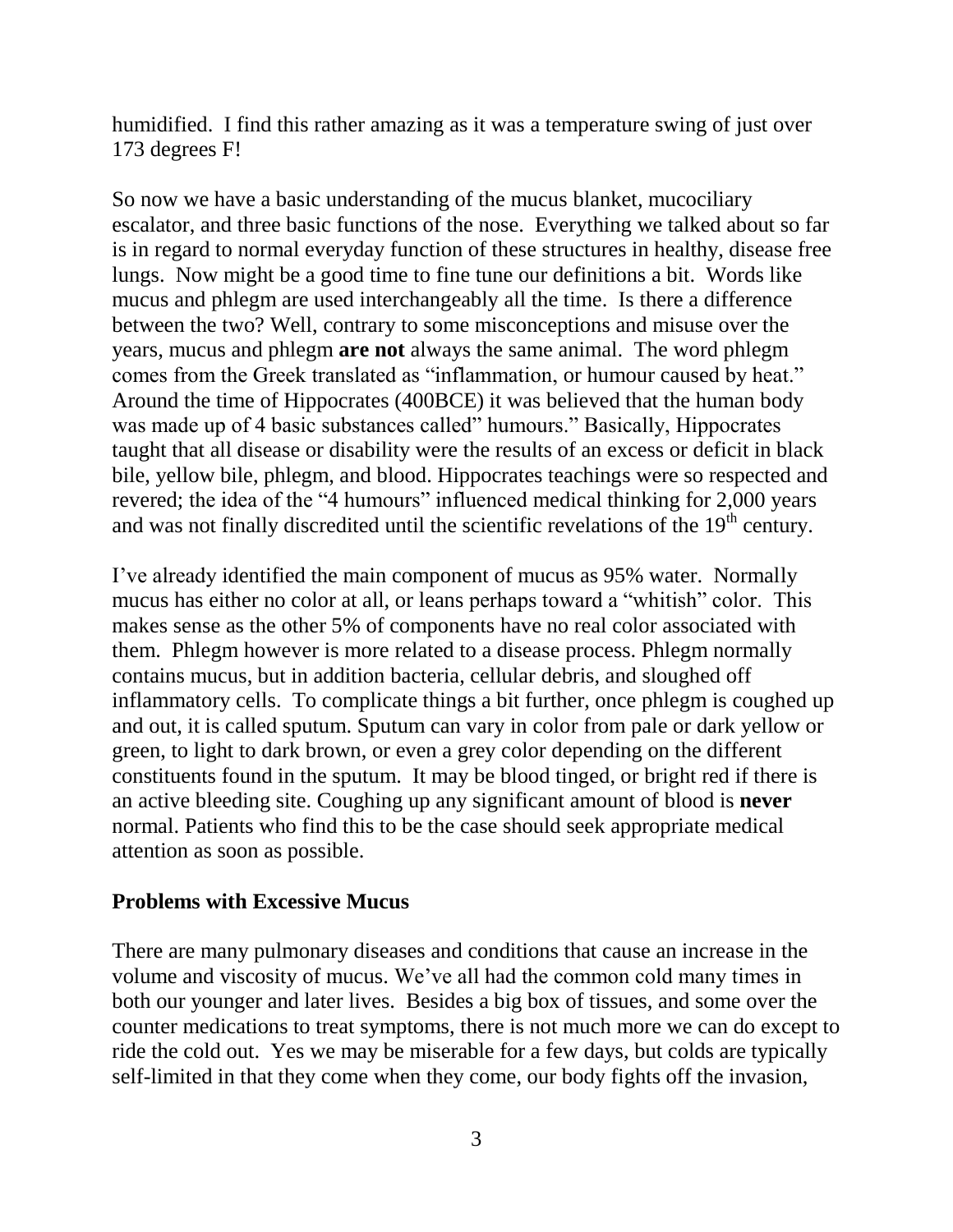humidified. I find this rather amazing as it was a temperature swing of just over 173 degrees F!

So now we have a basic understanding of the mucus blanket, mucociliary escalator, and three basic functions of the nose. Everything we talked about so far is in regard to normal everyday function of these structures in healthy, disease free lungs. Now might be a good time to fine tune our definitions a bit. Words like mucus and phlegm are used interchangeably all the time. Is there a difference between the two? Well, contrary to some misconceptions and misuse over the years, mucus and phlegm **are not** always the same animal. The word phlegm comes from the Greek translated as "inflammation, or humour caused by heat." Around the time of Hippocrates (400BCE) it was believed that the human body was made up of 4 basic substances called" humours." Basically, Hippocrates taught that all disease or disability were the results of an excess or deficit in black bile, yellow bile, phlegm, and blood. Hippocrates teachings were so respected and revered; the idea of the "4 humours" influenced medical thinking for 2,000 years and was not finally discredited until the scientific revelations of the 19th century.

I've already identified the main component of mucus as 95% water. Normally mucus has either no color at all, or leans perhaps toward a "whitish" color. This makes sense as the other 5% of components have no real color associated with them. Phlegm however is more related to a disease process. Phlegm normally contains mucus, but in addition bacteria, cellular debris, and sloughed off inflammatory cells. To complicate things a bit further, once phlegm is coughed up and out, it is called sputum. Sputum can vary in color from pale or dark yellow or green, to light to dark brown, or even a grey color depending on the different constituents found in the sputum. It may be blood tinged, or bright red if there is an active bleeding site. Coughing up any significant amount of blood is **never** normal. Patients who find this to be the case should seek appropriate medical attention as soon as possible.

## Problems with Excessive Mucus

There are many pulmonary diseases and conditions that cause an increase in the volume and viscosity of mucus. We've all had the common cold many times in both our younger and later lives. Besides a big box of tissues, and some over the counter medications to treat symptoms, there is not much more we can do except to ride the cold out. Yes we may be miserable for a few days, but colds are typically self-limited in that they come when they come, our body fights off the invasion,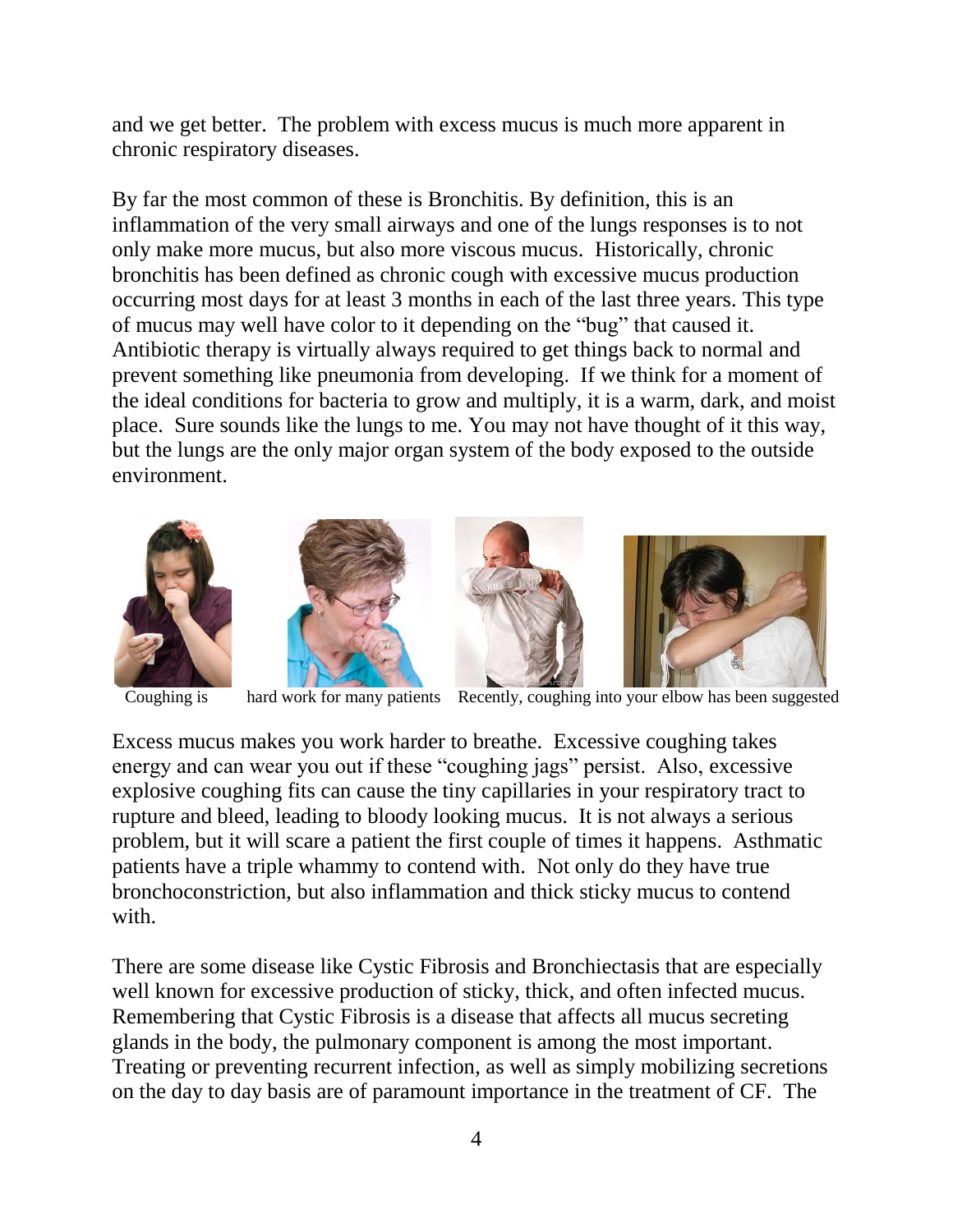and we get better. The problem with excess mucus is much more apparent in chronic respiratory diseases.

By far the most common of these is Bronchitis. By definition, this is an inflammation of the very small airways and one of the lungs responses is to not only make more mucus, but also more viscous mucus. Historically, chronic bronchitis has been defined as chronic cough with excessive mucus production occurring most days for at least 3 months in each of the last three years. This type of mucus may well have color to it depending on the "bug" that caused it. Antibiotic therapy is virtually always required to get things back to normal and prevent something like pneumonia from developing. If we think for a moment of the ideal conditions for bacteria to grow and multiply, it is a warm, dark, and moist place. Sure sounds like the lungs to me. You may not have thought of it this way, but the lungs are the only major organ system of the body exposed to the outside environment.

Coughing is hard work for many patients Recently, coughing into your elbow has been suggested

Excess mucus makes you work harder to breathe. Excessive coughing takes energy and can wear you out if these "coughing jags" persist. Also, excessive explosive coughing fits can cause the tiny capillaries in your respiratory tract to rupture and bleed, leading to bloody looking mucus. It is not always a serious problem, but it will scare a patient the first couple of times it happens. Asthmatic patients have a triple whammy to contend with. Not only do they have true bronchoconstriction, but also inflammation and thick sticky mucus to contend with.

There are some disease like Cystic Fibrosis and Bronchiectasis that are especially well known for excessive production of sticky, thick, and often infected mucus. Remembering that Cystic Fibrosis is a disease that affects all mucus secreting glands in the body, the pulmonary component is among the most important. Treating or preventing recurrent infection, as well as simply mobilizing secretions on the day to day basis are of paramount importance in the treatment of CF. The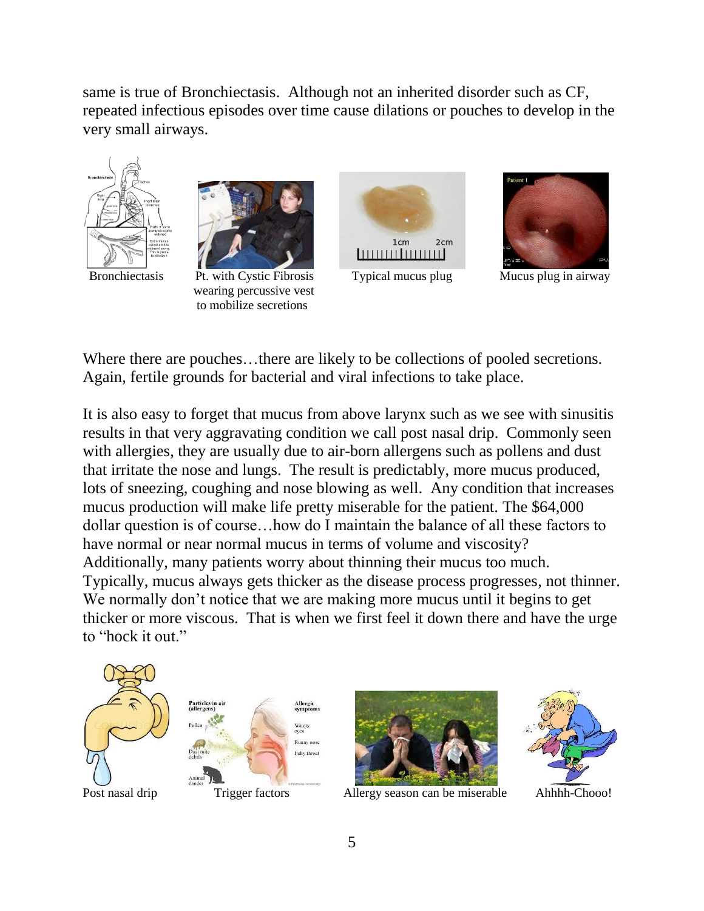same is true of Bronchiectasis. Although not an inherited disorder such as CF, repeated infectious episodes over time cause dilations or pouches to develop in the very small airways.

Bronchiectasis

Pt. with Cystic Fibrosis wearing percussive vest to mobilize secretions

Typical mucus plug

Mucus plug in airway

Where there are pouches…there are likely to be collections of pooled secretions. Again, fertile grounds for bacterial and viral infections to take place.

It is also easy to forget that mucus from above larynx such as we see with sinusitis results in that very aggravating condition we call post nasal drip. Commonly seen with allergies, they are usually due to air-born allergens such as pollens and dust that irritate the nose and lungs. The result is predictably, more mucus produced, lots of sneezing, coughing and nose blowing as well. Any condition that increases mucus production will make life pretty miserable for the patient. The $64,000 dollar question is of course…how do I maintain the balance of all these factors to have normal or near normal mucus in terms of volume and viscosity? Additionally, many patients worry about thinning their mucus too much. Typically, mucus always gets thicker as the disease process progresses, not thinner. We normally don't notice that we are making more mucus until it begins to get thicker or more viscous. That is when we first feel it down there and have the urge to "hock it out."

Post nasal drip

Trigger factors

Allergy season can be miserable

Ahhhh-Chooo!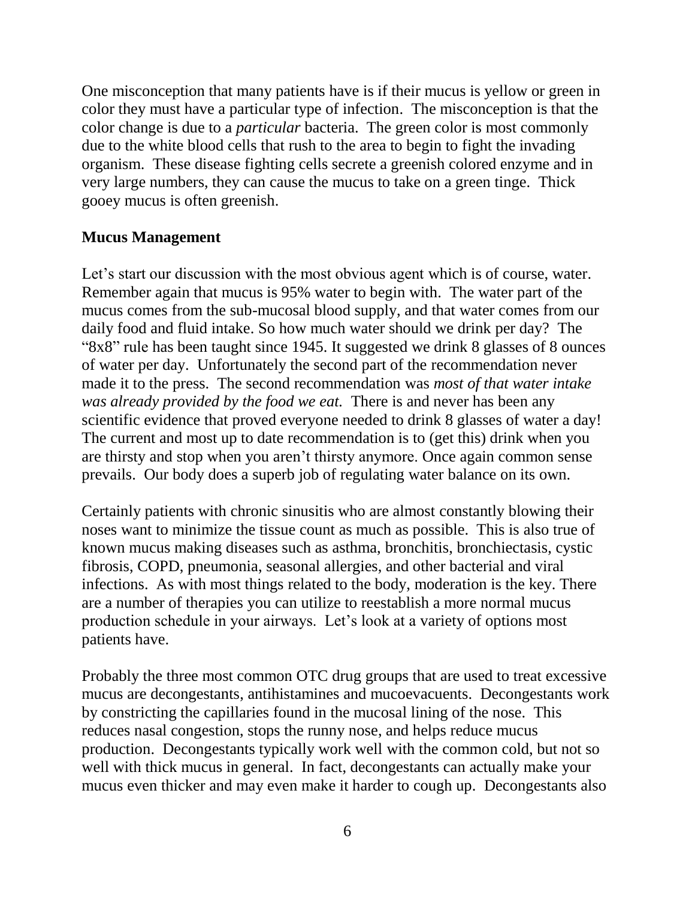One misconception that many patients have is if their mucus is yellow or green in color they must have a particular type of infection. The misconception is that the color change is due to a *particular* bacteria. The green color is most commonly due to the white blood cells that rush to the area to begin to fight the invading organism. These disease fighting cells secrete a greenish colored enzyme and in very large numbers, they can cause the mucus to take on a green tinge. Thick gooey mucus is often greenish.

**Mucus Management**

Let's start our discussion with the most obvious agent which is of course, water. Remember again that mucus is 95% water to begin with. The water part of the mucus comes from the sub-mucosal blood supply, and that water comes from our daily food and fluid intake. So how much water should we drink per day? The "8x8" rule has been taught since 1945. It suggested we drink 8 glasses of 8 ounces of water per day. Unfortunately the second part of the recommendation never made it to the press. The second recommendation was *most of that water intake was already provided by the food we eat.* There is and never has been any scientific evidence that proved everyone needed to drink 8 glasses of water a day! The current and most up to date recommendation is to (get this) drink when you are thirsty and stop when you aren't thirsty anymore. Once again common sense prevails. Our body does a superb job of regulating water balance on its own.

Certainly patients with chronic sinusitis who are almost constantly blowing their noses want to minimize the tissue count as much as possible. This is also true of known mucus making diseases such as asthma, bronchitis, bronchiectasis, cystic fibrosis, COPD, pneumonia, seasonal allergies, and other bacterial and viral infections. As with most things related to the body, moderation is the key. There are a number of therapies you can utilize to reestablish a more normal mucus production schedule in your airways. Let's look at a variety of options most patients have.

Probably the three most common OTC drug groups that are used to treat excessive mucus are decongestants, antihistamines and mucoevacuents. Decongestants work by constricting the capillaries found in the mucosal lining of the nose. This reduces nasal congestion, stops the runny nose, and helps reduce mucus production. Decongestants typically work well with the common cold, but not so well with thick mucus in general. In fact, decongestants can actually make your mucus even thicker and may even make it harder to cough up. Decongestants also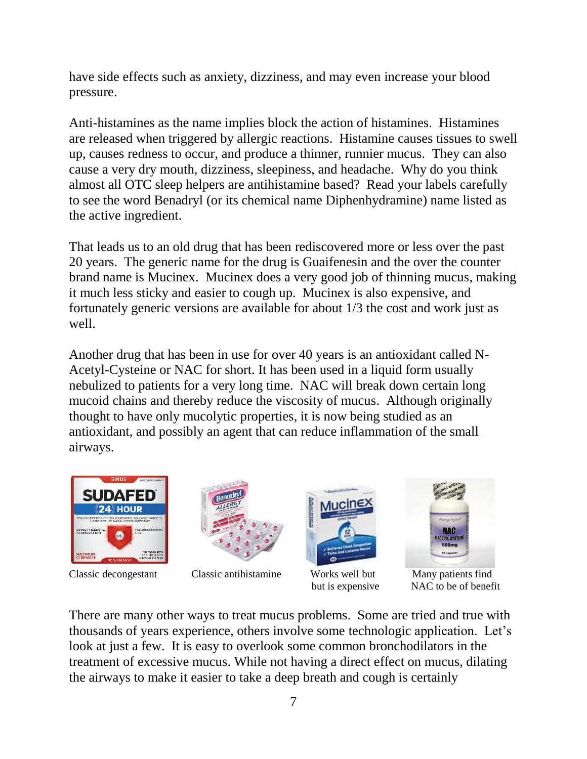have side effects such as anxiety, dizziness, and may even increase your blood pressure.

Anti-histamines as the name implies block the action of histamines. Histamines are released when triggered by allergic reactions. Histamine causes tissues to swell up, causes redness to occur, and produce a thinner, runnier mucus. They can also cause a very dry mouth, dizziness, sleepiness, and headache. Why do you think almost all OTC sleep helpers are antihistamine based? Read your labels carefully to see the word Benadryl (or its chemical name Diphenhydramine) name listed as the active ingredient.

That leads us to an old drug that has been rediscovered more or less over the past 20 years. The generic name for the drug is Guaifenesin and the over the counter brand name is Mucinex. Mucinex does a very good job of thinning mucus, making it much less sticky and easier to cough up. Mucinex is also expensive, and fortunately generic versions are available for about 1/3 the cost and work just as well.

Another drug that has been in use for over 40 years is an antioxidant called N-Acetyl-Cysteine or NAC for short. It has been used in a liquid form usually nebulized to patients for a very long time. NAC will break down certain long mucoid chains and thereby reduce the viscosity of mucus. Although originally thought to have only mucolytic properties, it is now being studied as an antioxidant, and possibly an agent that can reduce inflammation of the small airways.

Classic decongestant

Classic antihistamine

Works well but but is expensive

Many patients find NAC to be of benefit

There are many other ways to treat mucus problems. Some are tried and true with thousands of years experience, others involve some technologic application. Let's look at just a few. It is easy to overlook some common bronchodilators in the treatment of excessive mucus. While not having a direct effect on mucus, dilating the airways to make it easier to take a deep breath and cough is certainly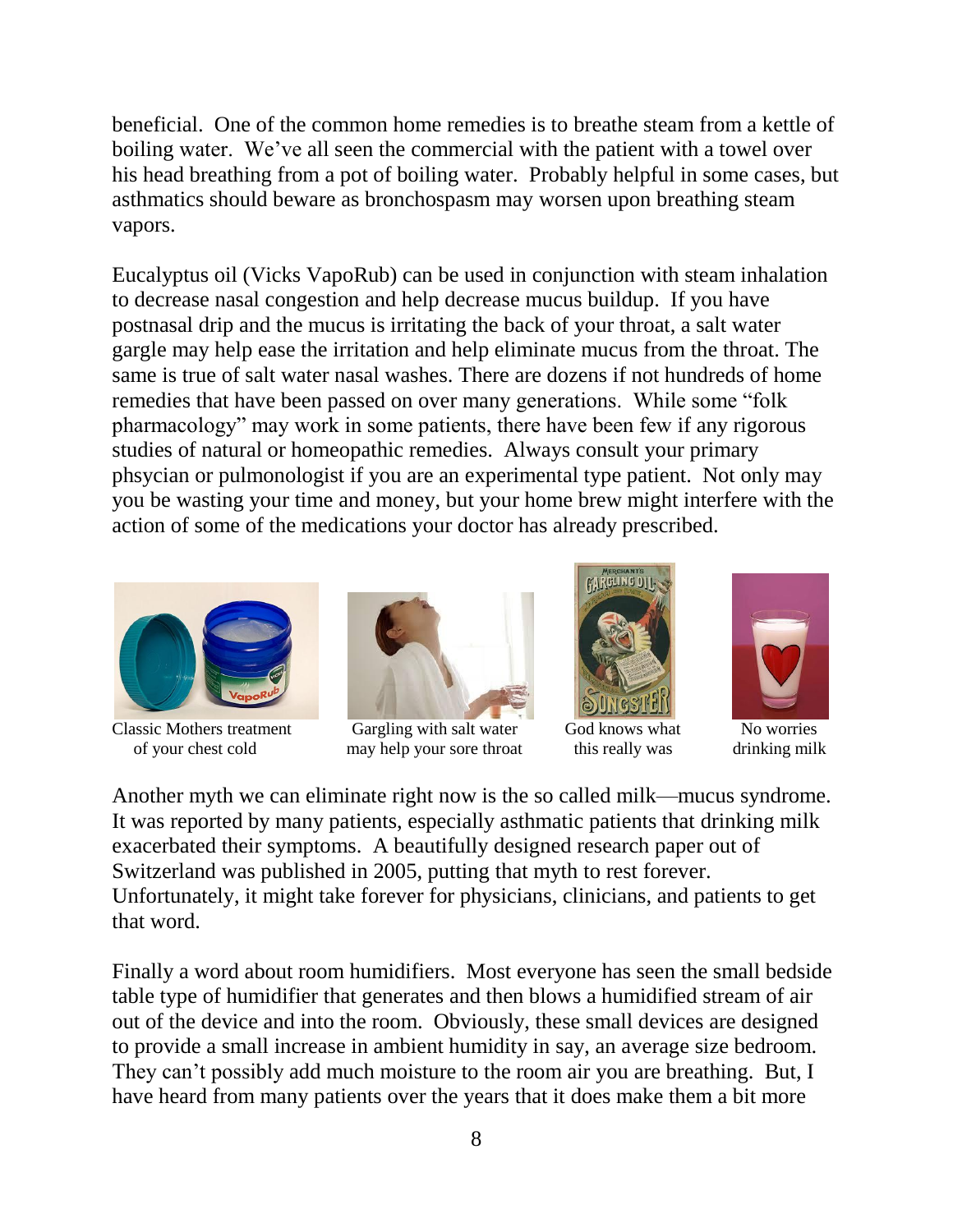beneficial. One of the common home remedies is to breathe steam from a kettle of boiling water. We've all seen the commercial with the patient with a towel over his head breathing from a pot of boiling water. Probably helpful in some cases, but asthmatics should beware as bronchospasm may worsen upon breathing steam vapors.

Eucalyptus oil (Vicks VapoRub) can be used in conjunction with steam inhalation to decrease nasal congestion and help decrease mucus buildup. If you have postnasal drip and the mucus is irritating the back of your throat, a salt water gargle may help ease the irritation and help eliminate mucus from the throat. The same is true of salt water nasal washes. There are dozens if not hundreds of home remedies that have been passed on over many generations. While some "folk pharmacology" may work in some patients, there have been few if any rigorous studies of natural or homeopathic remedies. Always consult your primary phsycian or pulmonologist if you are an experimental type patient. Not only may you be wasting your time and money, but your home brew might interfere with the action of some of the medications your doctor has already prescribed.

Classic Mothers treatment of your chest cold

Gargling with salt water may help your sore throat

God knows what this really was

No worries drinking milk

Another myth we can eliminate right now is the so called milk—mucus syndrome. It was reported by many patients, especially asthmatic patients that drinking milk exacerbated their symptoms. A beautifully designed research paper out of Switzerland was published in 2005, putting that myth to rest forever. Unfortunately, it might take forever for physicians, clinicians, and patients to get that word.

Finally a word about room humidifiers. Most everyone has seen the small bedside table type of humidifier that generates and then blows a humidified stream of air out of the device and into the room. Obviously, these small devices are designed to provide a small increase in ambient humidity in say, an average size bedroom. They can't possibly add much moisture to the room air you are breathing. But, I have heard from many patients over the years that it does make them a bit more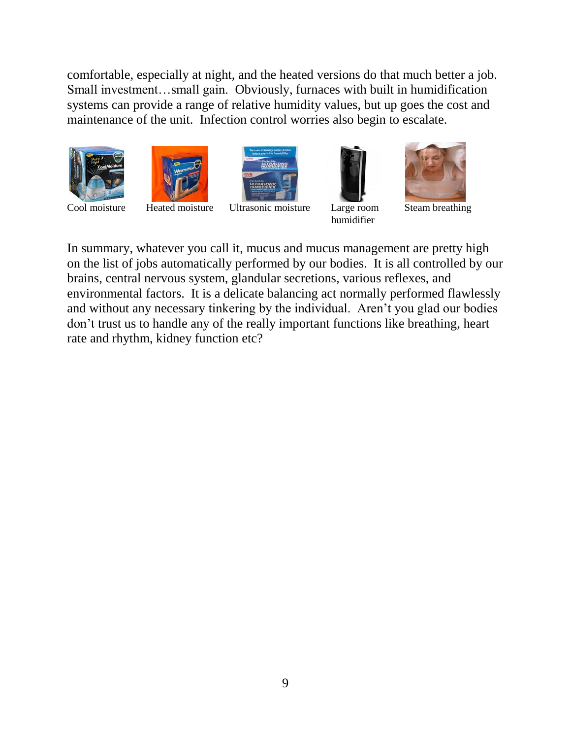comfortable, especially at night, and the heated versions do that much better a job. Small investment…small gain. Obviously, furnaces with built in humidification systems can provide a range of relative humidity values, but up goes the cost and maintenance of the unit. Infection control worries also begin to escalate.

Cool moisture

Heated moisture

Ultrasonic moisture

Large room humidifier

Steam breathing

In summary, whatever you call it, mucus and mucus management are pretty high on the list of jobs automatically performed by our bodies. It is all controlled by our brains, central nervous system, glandular secretions, various reflexes, and environmental factors. It is a delicate balancing act normally performed flawlessly and without any necessary tinkering by the individual. Aren't you glad our bodies don't trust us to handle any of the really important functions like breathing, heart rate and rhythm, kidney function etc?